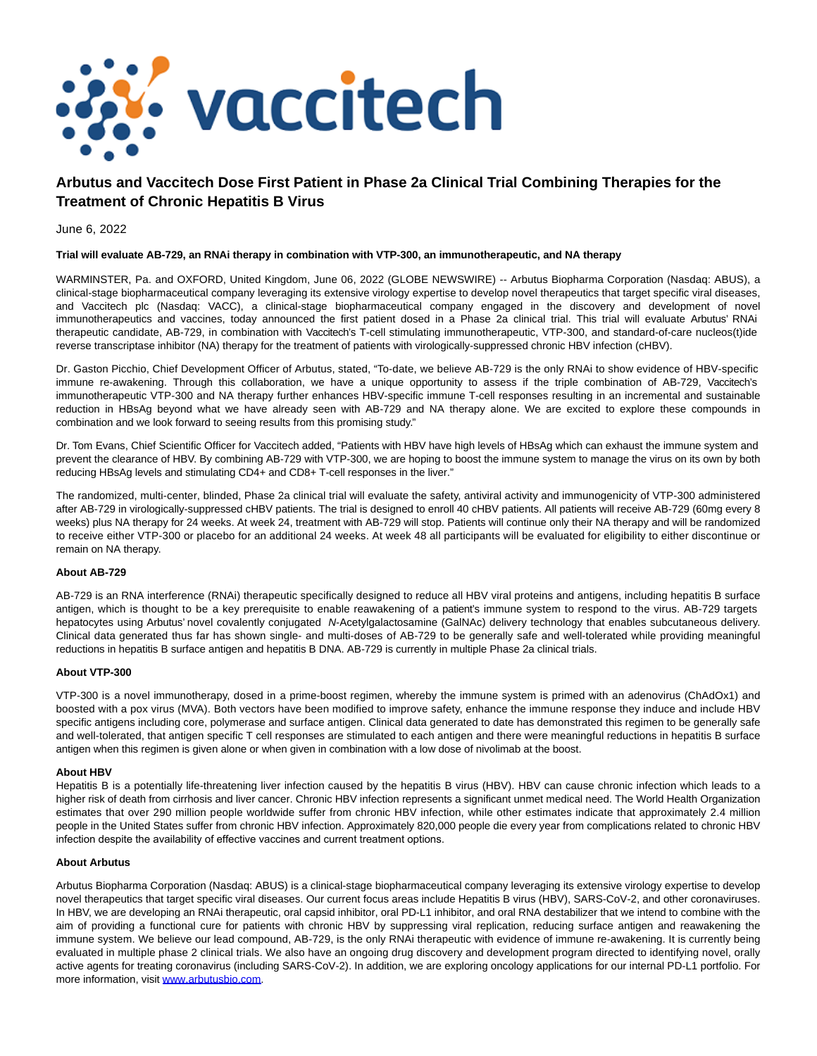# Arbutus and Vaccitech Dose First Patient in Phase 2a Clinical Trial Combining Therapies for the Treatment of Chronic Hepatitis B Virus

June 6, 2022

**Trial will evaluate AB-729, an RNAi therapy in combination with VTP-300, an immunotherapeutic, and NA therapy**

WARMINSTER, Pa. and OXFORD, United Kingdom, June 06, 2022 (GLOBE NEWSWIRE) -- Arbutus Biopharma Corporation (Nasdaq: ABUS), a clinical-stage biopharmaceutical company leveraging its extensive virology expertise to develop novel therapeutics that target specific viral diseases, and Vaccitech plc (Nasdaq: VACC), a clinical-stage biopharmaceutical company engaged in the discovery and development of novel immunotherapeutics and vaccines, today announced the first patient dosed in a Phase 2a clinical trial. This trial will evaluate Arbutus' RNAi therapeutic candidate, AB-729, in combination with Vaccitech's T-cell stimulating immunotherapeutic, VTP-300, and standard-of-care nucleos(t)ide reverse transcriptase inhibitor (NA) therapy for the treatment of patients with virologically-suppressed chronic HBV infection (cHBV).

Dr. Gaston Picchio, Chief Development Officer of Arbutus, stated, "To-date, we believe AB-729 is the only RNAi to show evidence of HBV-specific immune re-awakening. Through this collaboration, we have a unique opportunity to assess if the triple combination of AB-729, Vaccitech's immunotherapeutic VTP-300 and NA therapy further enhances HBV-specific immune T-cell responses resulting in an incremental and sustainable reduction in HBsAg beyond what we have already seen with AB-729 and NA therapy alone. We are excited to explore these compounds in combination and we look forward to seeing results from this promising study."

Dr. Tom Evans, Chief Scientific Officer for Vaccitech added, "Patients with HBV have high levels of HBsAg which can exhaust the immune system and prevent the clearance of HBV. By combining AB-729 with VTP-300, we are hoping to boost the immune system to manage the virus on its own by both reducing HBsAg levels and stimulating CD4+ and CD8+ T-cell responses in the liver."

The randomized, multi-center, blinded, Phase 2a clinical trial will evaluate the safety, antiviral activity and immunogenicity of VTP-300 administered after AB-729 in virologically-suppressed cHBV patients. The trial is designed to enroll 40 cHBV patients. All patients will receive AB-729 (60mg every 8 weeks) plus NA therapy for 24 weeks. At week 24, treatment with AB-729 will stop. Patients will continue only their NA therapy and will be randomized to receive either VTP-300 or placebo for an additional 24 weeks. At week 48 all participants will be evaluated for eligibility to either discontinue or remain on NA therapy.

**About AB-729**

AB-729 is an RNA interference (RNAi) therapeutic specifically designed to reduce all HBV viral proteins and antigens, including hepatitis B surface antigen, which is thought to be a key prerequisite to enable reawakening of a patient's immune system to respond to the virus. AB-729 targets hepatocytes using Arbutus' novel covalently conjugated *N*-Acetylgalactosamine (GalNAc) delivery technology that enables subcutaneous delivery. Clinical data generated thus far has shown single- and multi-doses of AB-729 to be generally safe and well-tolerated while providing meaningful reductions in hepatitis B surface antigen and hepatitis B DNA. AB-729 is currently in multiple Phase 2a clinical trials.

**About VTP-300**

VTP-300 is a novel immunotherapy, dosed in a prime-boost regimen, whereby the immune system is primed with an adenovirus (ChAdOx1) and boosted with a pox virus (MVA). Both vectors have been modified to improve safety, enhance the immune response they induce and include HBV specific antigens including core, polymerase and surface antigen. Clinical data generated to date has demonstrated this regimen to be generally safe and well-tolerated, that antigen specific T cell responses are stimulated to each antigen and there were meaningful reductions in hepatitis B surface antigen when this regimen is given alone or when given in combination with a low dose of nivolimab at the boost.

**About HBV**

Hepatitis B is a potentially life-threatening liver infection caused by the hepatitis B virus (HBV). HBV can cause chronic infection which leads to a higher risk of death from cirrhosis and liver cancer. Chronic HBV infection represents a significant unmet medical need. The World Health Organization estimates that over 290 million people worldwide suffer from chronic HBV infection, while other estimates indicate that approximately 2.4 million people in the United States suffer from chronic HBV infection. Approximately 820,000 people die every year from complications related to chronic HBV infection despite the availability of effective vaccines and current treatment options.

**About Arbutus**

Arbutus Biopharma Corporation (Nasdaq: ABUS) is a clinical-stage biopharmaceutical company leveraging its extensive virology expertise to develop novel therapeutics that target specific viral diseases. Our current focus areas include Hepatitis B virus (HBV), SARS-CoV-2, and other coronaviruses. In HBV, we are developing an RNAi therapeutic, oral capsid inhibitor, oral PD-L1 inhibitor, and oral RNA destabilizer that we intend to combine with the aim of providing a functional cure for patients with chronic HBV by suppressing viral replication, reducing surface antigen and reawakening the immune system. We believe our lead compound, AB-729, is the only RNAi therapeutic with evidence of immune re-awakening. It is currently being evaluated in multiple phase 2 clinical trials. We also have an ongoing drug discovery and development program directed to identifying novel, orally active agents for treating coronavirus (including SARS-CoV-2). In addition, we are exploring oncology applications for our internal PD-L1 portfolio. For more information, visit [www.arbutusbio.com](www.arbutusbio.com).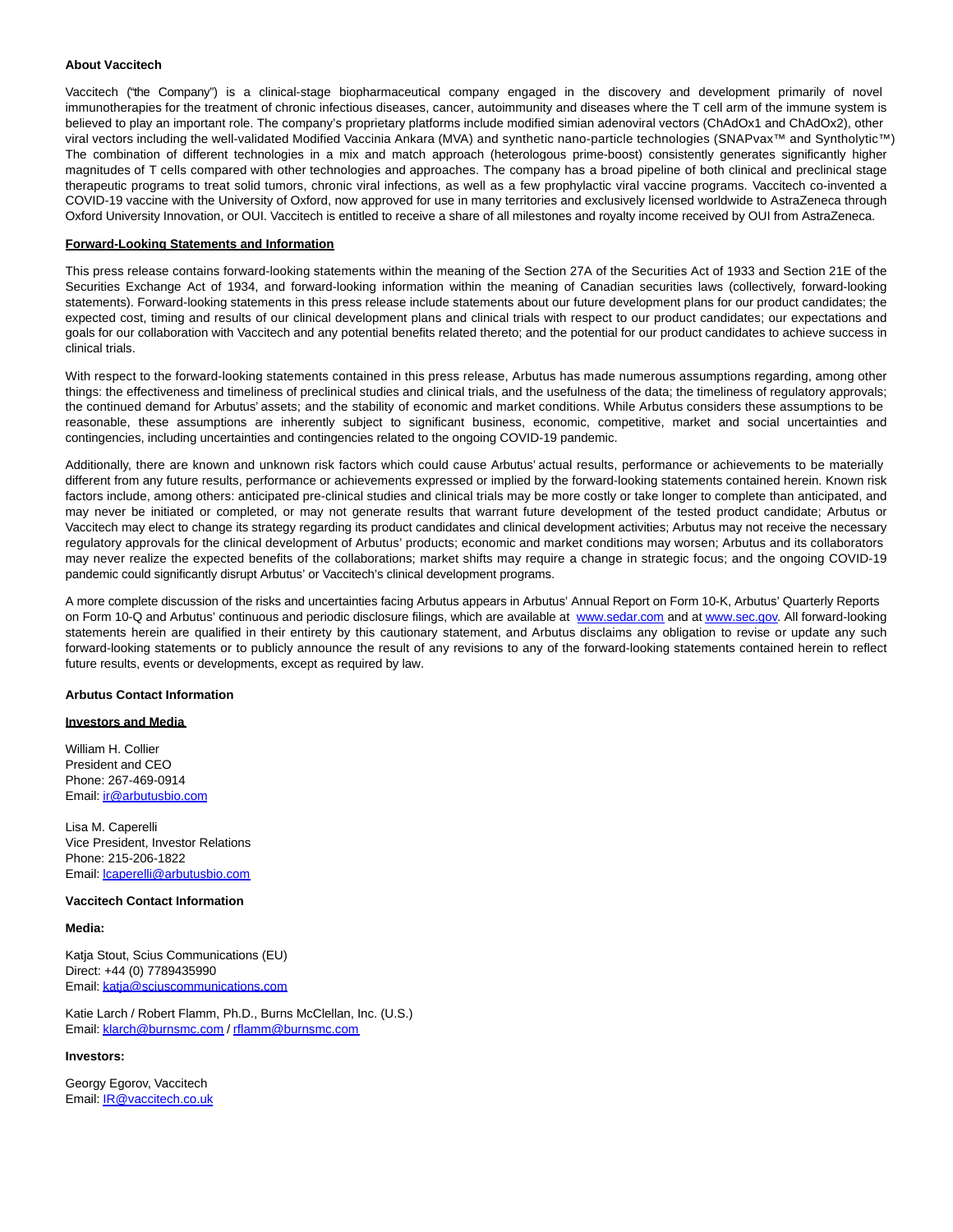**About Vaccitech**

Vaccitech ("the Company") is a clinical-stage biopharmaceutical company engaged in the discovery and development primarily of novel immunotherapies for the treatment of chronic infectious diseases, cancer, autoimmunity and diseases where the T cell arm of the immune system is believed to play an important role. The company's proprietary platforms include modified simian adenoviral vectors (ChAdOx1 and ChAdOx2), other viral vectors including the well-validated Modified Vaccinia Ankara (MVA) and synthetic nano-particle technologies (SNAPvax™ and Syntholytic™) The combination of different technologies in a mix and match approach (heterologous prime-boost) consistently generates significantly higher magnitudes of T cells compared with other technologies and approaches. The company has a broad pipeline of both clinical and preclinical stage therapeutic programs to treat solid tumors, chronic viral infections, as well as a few prophylactic viral vaccine programs. Vaccitech co-invented a COVID-19 vaccine with the University of Oxford, now approved for use in many territories and exclusively licensed worldwide to AstraZeneca through Oxford University Innovation, or OUI. Vaccitech is entitled to receive a share of all milestones and royalty income received by OUI from AstraZeneca.

**Forward-Looking Statements and Information**

This press release contains forward-looking statements within the meaning of the Section 27A of the Securities Act of 1933 and Section 21E of the Securities Exchange Act of 1934, and forward-looking information within the meaning of Canadian securities laws (collectively, forward-looking statements). Forward-looking statements in this press release include statements about our future development plans for our product candidates; the expected cost, timing and results of our clinical development plans and clinical trials with respect to our product candidates; our expectations and goals for our collaboration with Vaccitech and any potential benefits related thereto; and the potential for our product candidates to achieve success in clinical trials.

With respect to the forward-looking statements contained in this press release, Arbutus has made numerous assumptions regarding, among other things: the effectiveness and timeliness of preclinical studies and clinical trials, and the usefulness of the data; the timeliness of regulatory approvals; the continued demand for Arbutus' assets; and the stability of economic and market conditions. While Arbutus considers these assumptions to be reasonable, these assumptions are inherently subject to significant business, economic, competitive, market and social uncertainties and contingencies, including uncertainties and contingencies related to the ongoing COVID-19 pandemic.

Additionally, there are known and unknown risk factors which could cause Arbutus' actual results, performance or achievements to be materially different from any future results, performance or achievements expressed or implied by the forward-looking statements contained herein. Known risk factors include, among others: anticipated pre-clinical studies and clinical trials may be more costly or take longer to complete than anticipated, and may never be initiated or completed, or may not generate results that warrant future development of the tested product candidate; Arbutus or Vaccitech may elect to change its strategy regarding its product candidates and clinical development activities; Arbutus may not receive the necessary regulatory approvals for the clinical development of Arbutus' products; economic and market conditions may worsen; Arbutus and its collaborators may never realize the expected benefits of the collaborations; market shifts may require a change in strategic focus; and the ongoing COVID-19 pandemic could significantly disrupt Arbutus' or Vaccitech's clinical development programs.

A more complete discussion of the risks and uncertainties facing Arbutus appears in Arbutus' Annual Report on Form 10-K, Arbutus' Quarterly Reports on Form 10-Q and Arbutus' continuous and periodic disclosure filings, which are available at www.sedar.com and at www.sec.gov. All forward-looking statements herein are qualified in their entirety by this cautionary statement, and Arbutus disclaims any obligation to revise or update any such forward-looking statements or to publicly announce the result of any revisions to any of the forward-looking statements contained herein to reflect future results, events or developments, except as required by law.

**Arbutus Contact Information**

**Investors and Media**

William H. Collier
President and CEO
Phone: 267-469-0914
Email: ir@arbutusbio.com

Lisa M. Caperelli
Vice President, Investor Relations
Phone: 215-206-1822
Email: lcaperelli@arbutusbio.com

**Vaccitech Contact Information**

**Media:**

Katja Stout, Scius Communications (EU)
Direct: +44 (0) 7789435990
Email: katja@sciuscommunications.com

Katie Larch / Robert Flamm, Ph.D., Burns McClellan, Inc. (U.S.)
Email: klarch@burnsmc.com / rflamm@burnsmc.com

**Investors:**

Georgy Egorov, Vaccitech
Email: IR@vaccitech.co.uk